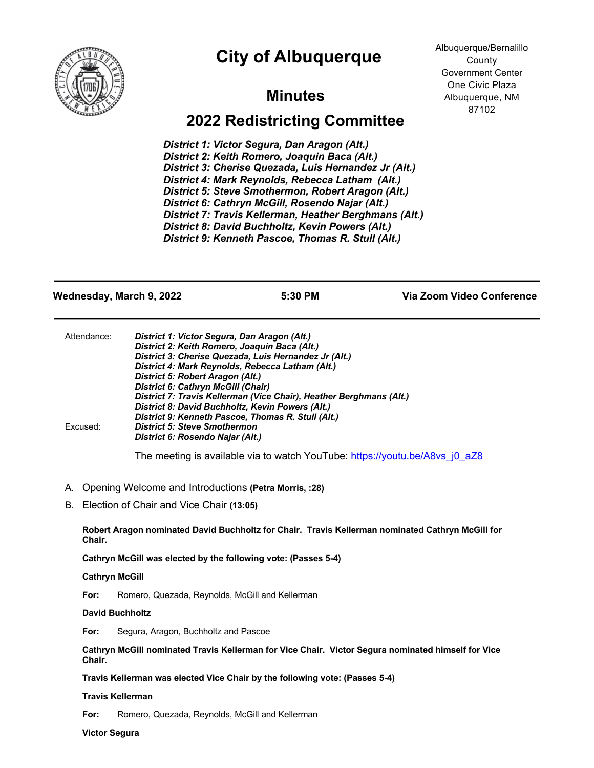# City of Albuquerque

Albuquerque/Bernalillo County Government Center
One Civic Plaza
Albuquerque, NM 87102

## Minutes

## 2022 Redistricting Committee

***District 1: Victor Segura, Dan Aragon (Alt.)***
***District 2: Keith Romero, Joaquin Baca (Alt.)***
***District 3: Cherise Quezada, Luis Hernandez Jr (Alt.)***
***District 4: Mark Reynolds, Rebecca Latham (Alt.)***
***District 5: Steve Smothermon, Robert Aragon (Alt.)***
***District 6: Cathryn McGill, Rosendo Najar (Alt.)***
***District 7: Travis Kellerman, Heather Berghmans (Alt.)***
***District 8: David Buchholtz, Kevin Powers (Alt.)***
***District 9: Kenneth Pascoe, Thomas R. Stull (Alt.)***

---

**Wednesday, March 9, 2022** | **5:30 PM** | **Via Zoom Video Conference**

---

Attendance:
***District 1: Victor Segura, Dan Aragon (Alt.)***
***District 2: Keith Romero, Joaquin Baca (Alt.)***
***District 3: Cherise Quezada, Luis Hernandez Jr (Alt.)***
***District 4: Mark Reynolds, Rebecca Latham (Alt.)***
***District 5: Robert Aragon (Alt.)***
***District 6: Cathryn McGill (Chair)***
***District 7: Travis Kellerman (Vice Chair), Heather Berghmans (Alt.)***
***District 8: David Buchholtz, Kevin Powers (Alt.)***
***District 9: Kenneth Pascoe, Thomas R. Stull (Alt.)***

Excused:
***District 5: Steve Smothermon***
***District 6: Rosendo Najar (Alt.)***

The meeting is available via to watch YouTube: https://youtu.be/A8vs_j0_aZ8

A. Opening Welcome and Introductions **(Petra Morris, :28)**

B. Election of Chair and Vice Chair **(13:05)**

**Robert Aragon nominated David Buchholtz for Chair. Travis Kellerman nominated Cathryn McGill for Chair.**

**Cathryn McGill was elected by the following vote: (Passes 5-4)**

**Cathryn McGill**

**For:** Romero, Quezada, Reynolds, McGill and Kellerman

**David Buchholtz**

**For:** Segura, Aragon, Buchholtz and Pascoe

**Cathryn McGill nominated Travis Kellerman for Vice Chair. Victor Segura nominated himself for Vice Chair.**

**Travis Kellerman was elected Vice Chair by the following vote: (Passes 5-4)**

**Travis Kellerman**

**For:** Romero, Quezada, Reynolds, McGill and Kellerman

**Victor Segura**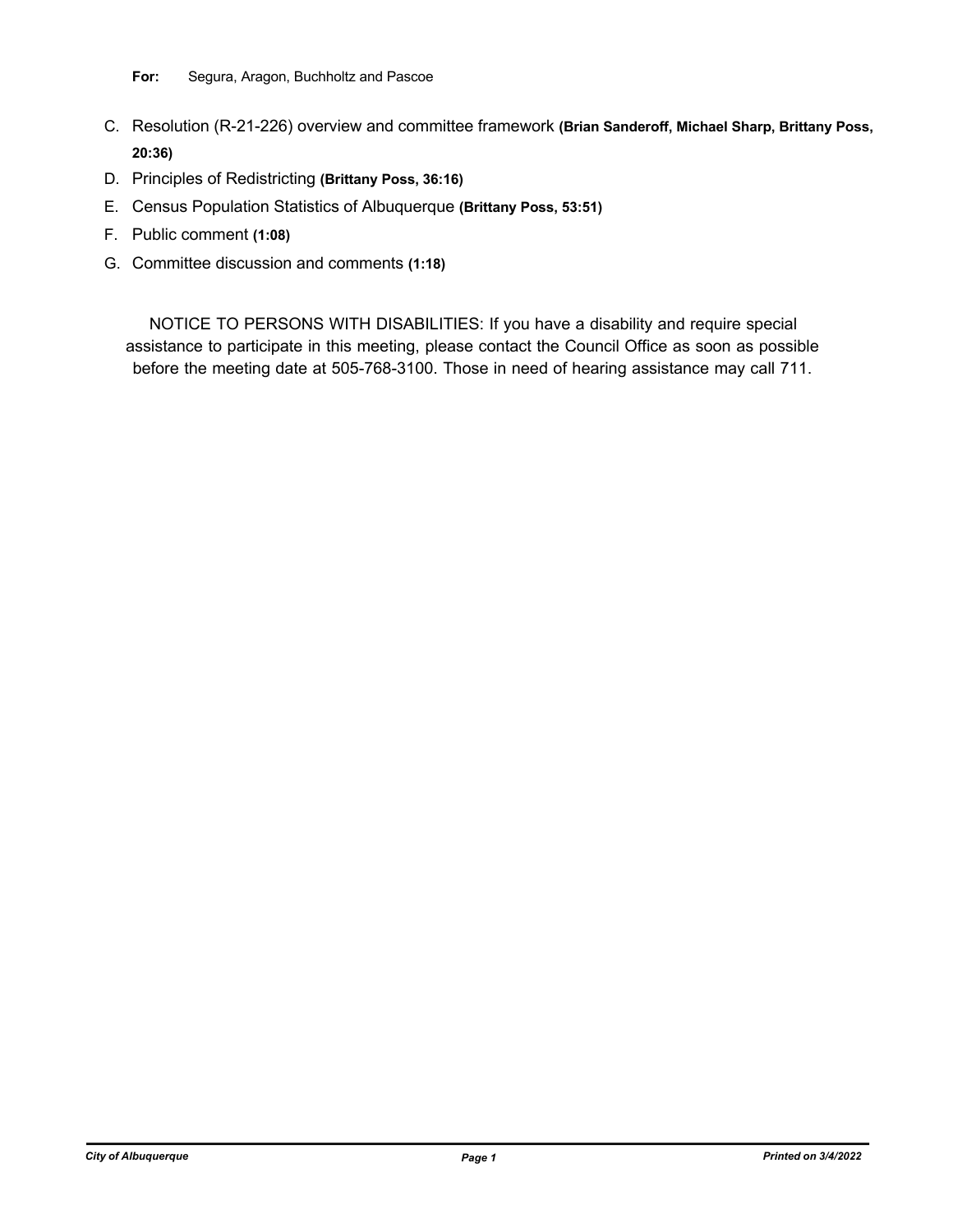**For:** Segura, Aragon, Buchholtz and Pascoe

C. Resolution (R-21-226) overview and committee framework **(Brian Sanderoff, Michael Sharp, Brittany Poss, 20:36)**
D. Principles of Redistricting **(Brittany Poss, 36:16)**
E. Census Population Statistics of Albuquerque **(Brittany Poss, 53:51)**
F. Public comment **(1:08)**
G. Committee discussion and comments **(1:18)**

NOTICE TO PERSONS WITH DISABILITIES: If you have a disability and require special assistance to participate in this meeting, please contact the Council Office as soon as possible before the meeting date at 505-768-3100. Those in need of hearing assistance may call 711.